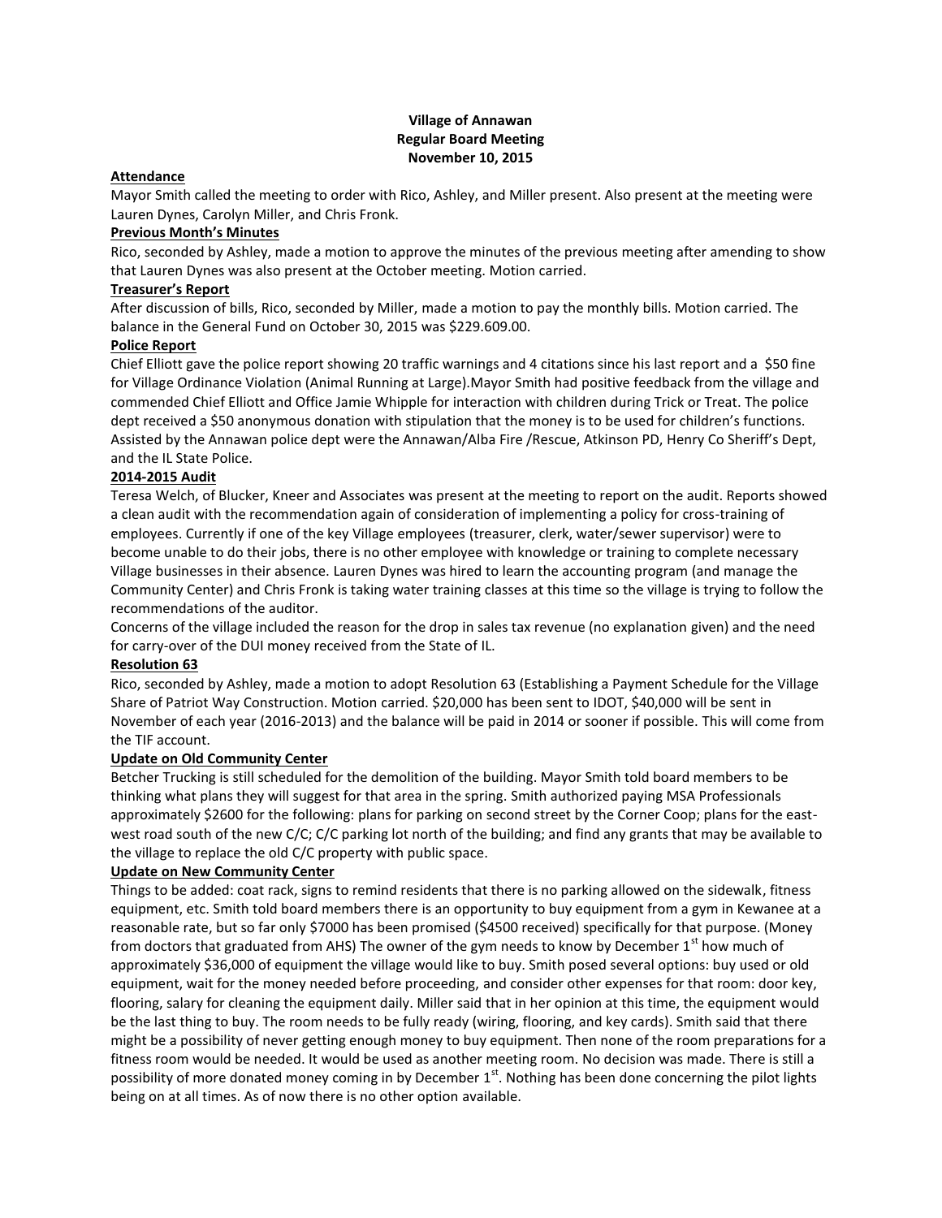**Village of Annawan**
**Regular Board Meeting**
**November 10, 2015**

**Attendance**

Mayor Smith called the meeting to order with Rico, Ashley, and Miller present. Also present at the meeting were Lauren Dynes, Carolyn Miller, and Chris Fronk.

**Previous Month's Minutes**

Rico, seconded by Ashley, made a motion to approve the minutes of the previous meeting after amending to show that Lauren Dynes was also present at the October meeting. Motion carried.

**Treasurer's Report**

After discussion of bills, Rico, seconded by Miller, made a motion to pay the monthly bills. Motion carried. The balance in the General Fund on October 30, 2015 was $229.609.00.

**Police Report**

Chief Elliott gave the police report showing 20 traffic warnings and 4 citations since his last report and a $50 fine for Village Ordinance Violation (Animal Running at Large).Mayor Smith had positive feedback from the village and commended Chief Elliott and Office Jamie Whipple for interaction with children during Trick or Treat. The police dept received a $50 anonymous donation with stipulation that the money is to be used for children's functions. Assisted by the Annawan police dept were the Annawan/Alba Fire /Rescue, Atkinson PD, Henry Co Sheriff's Dept, and the IL State Police.

**2014-2015 Audit**

Teresa Welch, of Blucker, Kneer and Associates was present at the meeting to report on the audit. Reports showed a clean audit with the recommendation again of consideration of implementing a policy for cross-training of employees. Currently if one of the key Village employees (treasurer, clerk, water/sewer supervisor) were to become unable to do their jobs, there is no other employee with knowledge or training to complete necessary Village businesses in their absence. Lauren Dynes was hired to learn the accounting program (and manage the Community Center) and Chris Fronk is taking water training classes at this time so the village is trying to follow the recommendations of the auditor.

Concerns of the village included the reason for the drop in sales tax revenue (no explanation given) and the need for carry-over of the DUI money received from the State of IL.

**Resolution 63**

Rico, seconded by Ashley, made a motion to adopt Resolution 63 (Establishing a Payment Schedule for the Village Share of Patriot Way Construction. Motion carried. $20,000 has been sent to IDOT, $40,000 will be sent in November of each year (2016-2013) and the balance will be paid in 2014 or sooner if possible. This will come from the TIF account.

**Update on Old Community Center**

Betcher Trucking is still scheduled for the demolition of the building. Mayor Smith told board members to be thinking what plans they will suggest for that area in the spring. Smith authorized paying MSA Professionals approximately $2600 for the following: plans for parking on second street by the Corner Coop; plans for the east-west road south of the new C/C; C/C parking lot north of the building; and find any grants that may be available to the village to replace the old C/C property with public space.

**Update on New Community Center**

Things to be added: coat rack, signs to remind residents that there is no parking allowed on the sidewalk, fitness equipment, etc. Smith told board members there is an opportunity to buy equipment from a gym in Kewanee at a reasonable rate, but so far only $7000 has been promised ($4500 received) specifically for that purpose. (Money from doctors that graduated from AHS) The owner of the gym needs to know by December 1st how much of approximately $36,000 of equipment the village would like to buy. Smith posed several options: buy used or old equipment, wait for the money needed before proceeding, and consider other expenses for that room: door key, flooring, salary for cleaning the equipment daily. Miller said that in her opinion at this time, the equipment would be the last thing to buy. The room needs to be fully ready (wiring, flooring, and key cards). Smith said that there might be a possibility of never getting enough money to buy equipment. Then none of the room preparations for a fitness room would be needed. It would be used as another meeting room. No decision was made. There is still a possibility of more donated money coming in by December 1st. Nothing has been done concerning the pilot lights being on at all times. As of now there is no other option available.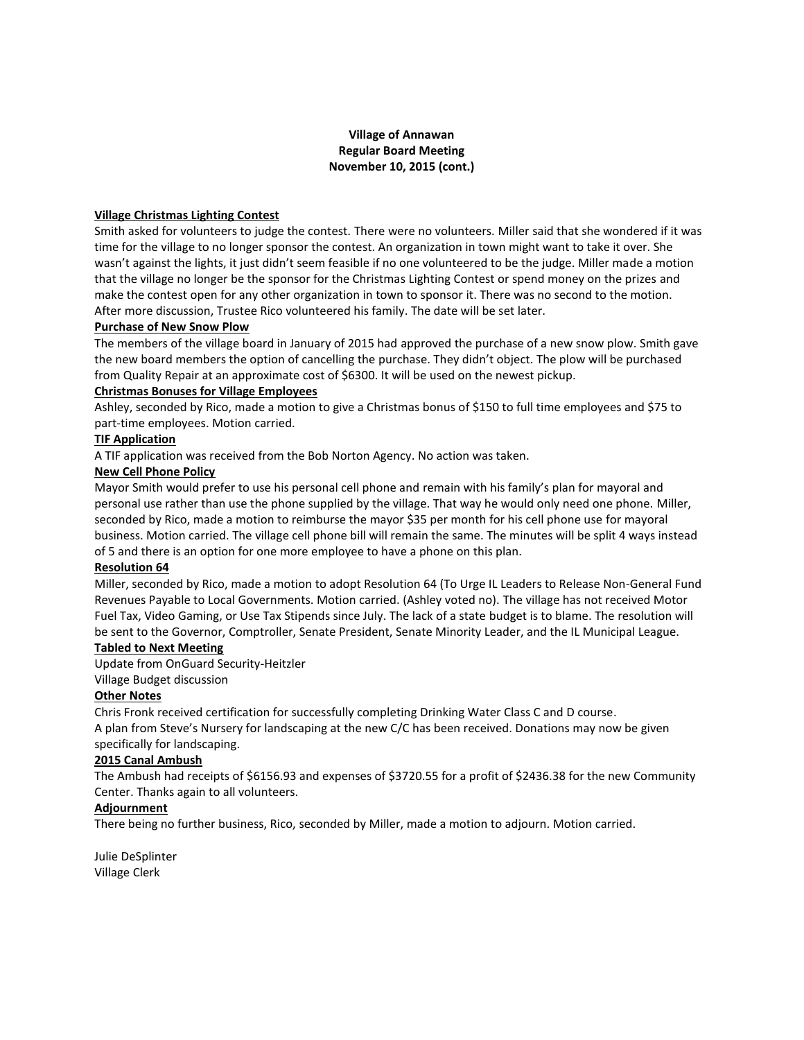**Village of Annawan**
**Regular Board Meeting**
**November 10, 2015 (cont.)**

**Village Christmas Lighting Contest**

Smith asked for volunteers to judge the contest. There were no volunteers. Miller said that she wondered if it was time for the village to no longer sponsor the contest. An organization in town might want to take it over. She wasn't against the lights, it just didn't seem feasible if no one volunteered to be the judge. Miller made a motion that the village no longer be the sponsor for the Christmas Lighting Contest or spend money on the prizes and make the contest open for any other organization in town to sponsor it. There was no second to the motion. After more discussion, Trustee Rico volunteered his family. The date will be set later.

**Purchase of New Snow Plow**

The members of the village board in January of 2015 had approved the purchase of a new snow plow. Smith gave the new board members the option of cancelling the purchase. They didn't object. The plow will be purchased from Quality Repair at an approximate cost of $6300. It will be used on the newest pickup.

**Christmas Bonuses for Village Employees**

Ashley, seconded by Rico, made a motion to give a Christmas bonus of $150 to full time employees and $75 to part-time employees. Motion carried.

**TIF Application**

A TIF application was received from the Bob Norton Agency. No action was taken.

**New Cell Phone Policy**

Mayor Smith would prefer to use his personal cell phone and remain with his family's plan for mayoral and personal use rather than use the phone supplied by the village. That way he would only need one phone. Miller, seconded by Rico, made a motion to reimburse the mayor $35 per month for his cell phone use for mayoral business. Motion carried. The village cell phone bill will remain the same. The minutes will be split 4 ways instead of 5 and there is an option for one more employee to have a phone on this plan.

**Resolution 64**

Miller, seconded by Rico, made a motion to adopt Resolution 64 (To Urge IL Leaders to Release Non-General Fund Revenues Payable to Local Governments. Motion carried. (Ashley voted no). The village has not received Motor Fuel Tax, Video Gaming, or Use Tax Stipends since July. The lack of a state budget is to blame. The resolution will be sent to the Governor, Comptroller, Senate President, Senate Minority Leader, and the IL Municipal League.

**Tabled to Next Meeting**

Update from OnGuard Security-Heitzler
Village Budget discussion

**Other Notes**

Chris Fronk received certification for successfully completing Drinking Water Class C and D course.
A plan from Steve's Nursery for landscaping at the new C/C has been received. Donations may now be given specifically for landscaping.

**2015 Canal Ambush**

The Ambush had receipts of $6156.93 and expenses of $3720.55 for a profit of $2436.38 for the new Community Center. Thanks again to all volunteers.

**Adjournment**

There being no further business, Rico, seconded by Miller, made a motion to adjourn. Motion carried.

Julie DeSplinter
Village Clerk